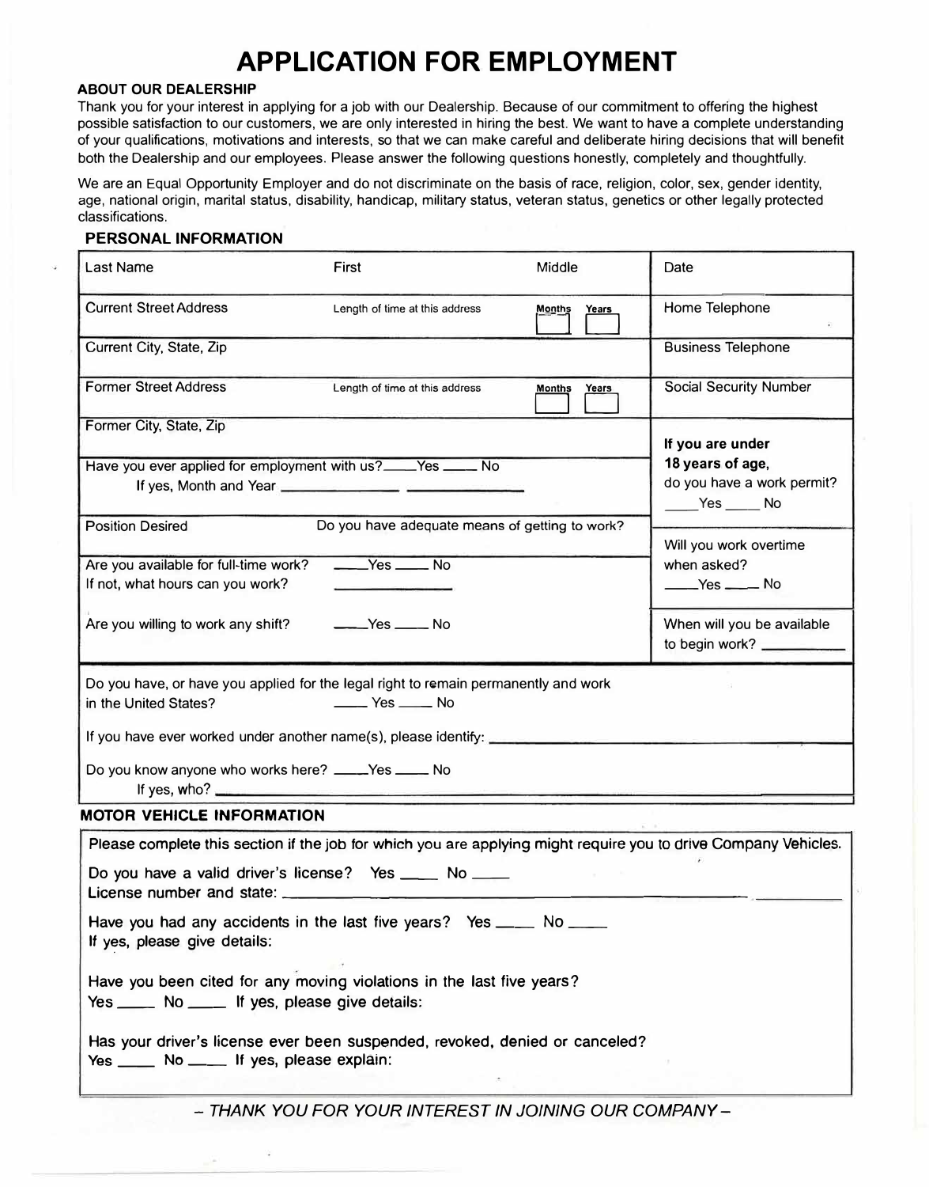# APPLICATION FOR EMPLOYMENT

**ABOUT OUR DEALERSHIP**

Thank you for your interest in applying for a job with our Dealership. Because of our commitment to offering the highest possible satisfaction to our customers, we are only interested in hiring the best. We want to have a complete understanding of your qualifications, motivations and interests, so that we can make careful and deliberate hiring decisions that will benefit both the Dealership and our employees. Please answer the following questions honestly, completely and thoughtfully.

We are an Equal Opportunity Employer and do not discriminate on the basis of race, religion, color, sex, gender identity, age, national origin, marital status, disability, handicap, military status, veteran status, genetics or other legally protected classifications.

## PERSONAL INFORMATION

| Last Name | First | Middle | Date |
|---|---|---|---|
| Current Street Address | Length of time at this address | Months ___ Years ___ | Home Telephone |
| Current City, State, Zip | | | Business Telephone |
| Former Street Address | Length of time at this address | Months ___ Years ___ | Social Security Number |
| Former City, State, Zip | | | **If you are under 18 years of age,** do you have a work permit? ____Yes ____ No |
| Have you ever applied for employment with us? ____Yes ____ No<br>If yes, Month and Year ____________ ____________ | | | |
| Position Desired | Do you have adequate means of getting to work? | | Will you work overtime when asked? ____Yes ____ No |
| Are you available for full-time work? ____Yes ____ No<br>If not, what hours can you work? ____________ | | | |
| Are you willing to work any shift? ____Yes ____ No | | | When will you be available to begin work? ____________ |

Do you have, or have you applied for the legal right to remain permanently and work in the United States? ____ Yes ____ No

If you have ever worked under another name(s), please identify: ____________

Do you know anyone who works here? ____Yes ____ No

If yes, who? ____________

## MOTOR VEHICLE INFORMATION

Please complete this section if the job for which you are applying might require you to drive Company Vehicles.

Do you have a valid driver's license? Yes ____ No ____

License number and state: ____________

Have you had any accidents in the last five years? Yes ____ No ____

If yes, please give details:

Have you been cited for any moving violations in the last five years?

Yes ____ No ____ If yes, please give details:

Has your driver's license ever been suspended, revoked, denied or canceled?

Yes ____ No ____ If yes, please explain:

*– THANK YOU FOR YOUR INTEREST IN JOINING OUR COMPANY –*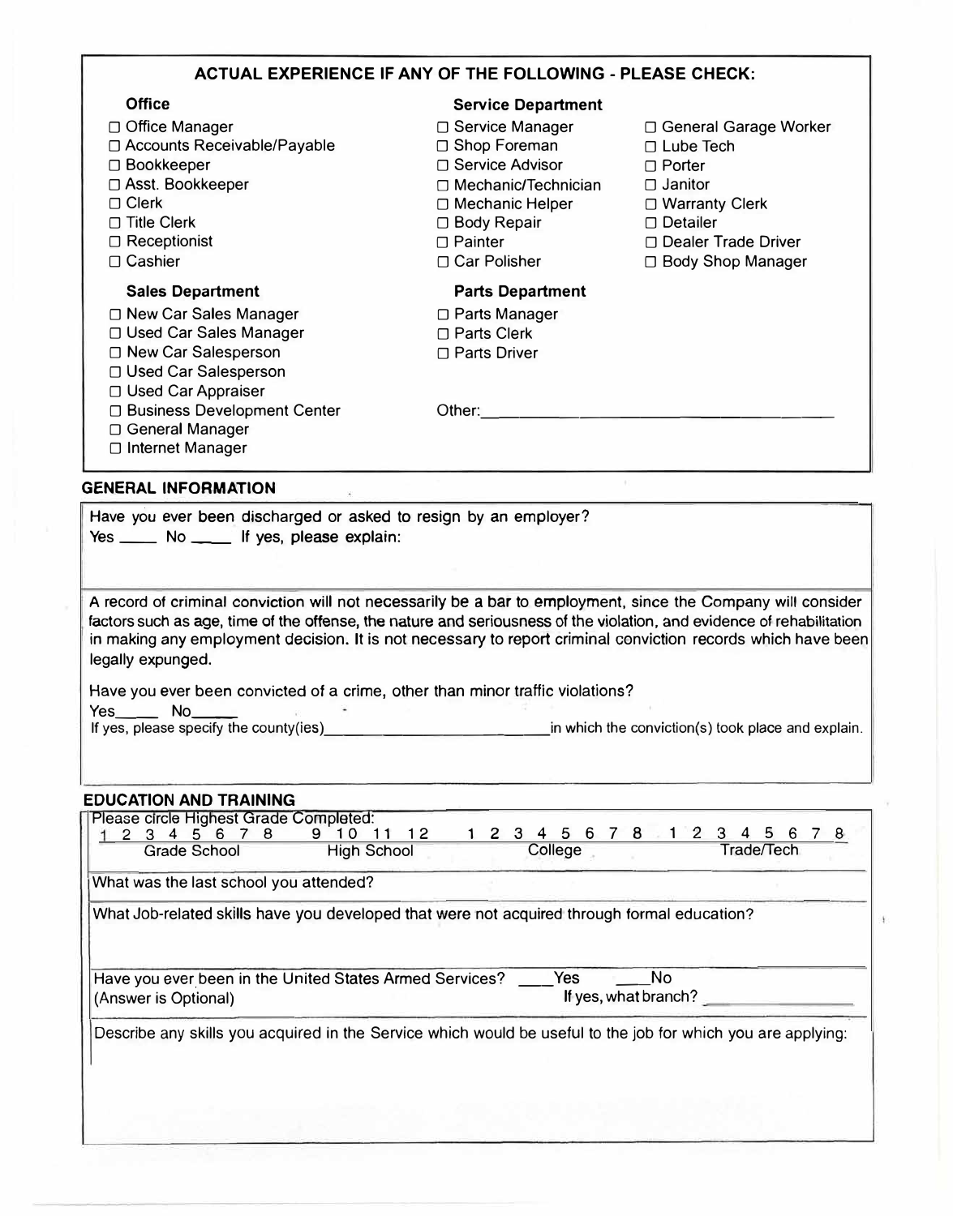## ACTUAL EXPERIENCE IF ANY OF THE FOLLOWING - PLEASE CHECK:

### Office

- ☐ Office Manager
- ☐ Accounts Receivable/Payable
- ☐ Bookkeeper
- ☐ Asst. Bookkeeper
- ☐ Clerk
- ☐ Title Clerk
- ☐ Receptionist
- ☐ Cashier

### Service Department

- ☐ Service Manager
- ☐ Shop Foreman
- ☐ Service Advisor
- ☐ Mechanic/Technician
- ☐ Mechanic Helper
- ☐ Body Repair
- ☐ Painter
- ☐ Car Polisher
- ☐ General Garage Worker
- ☐ Lube Tech
- ☐ Porter
- ☐ Janitor
- ☐ Warranty Clerk
- ☐ Detailer
- ☐ Dealer Trade Driver
- ☐ Body Shop Manager

### Sales Department

- ☐ New Car Sales Manager
- ☐ Used Car Sales Manager
- ☐ New Car Salesperson
- ☐ Used Car Salesperson
- ☐ Used Car Appraiser
- ☐ Business Development Center
- ☐ General Manager
- ☐ Internet Manager

### Parts Department

- ☐ Parts Manager
- ☐ Parts Clerk
- ☐ Parts Driver

Other:______________________________

## GENERAL INFORMATION

Have you ever been discharged or asked to resign by an employer?
Yes ____ No ____ If yes, please explain:

A record of criminal conviction will not necessarily be a bar to employment, since the Company will consider factors such as age, time of the offense, the nature and seriousness of the violation, and evidence of rehabilitation in making any employment decision. It is not necessary to report criminal conviction records which have been legally expunged.

Have you ever been convicted of a crime, other than minor traffic violations?
Yes_____ No_____
If yes, please specify the county(ies)__________________________in which the conviction(s) took place and explain.

## EDUCATION AND TRAINING

Please circle Highest Grade Completed:

| Grade School | High School | College | Trade/Tech |
|---|---|---|---|
| 1 2 3 4 5 6 7 8 | 9 10 11 12 | 1 2 3 4 5 6 7 8 | 1 2 3 4 5 6 7 8 |

What was the last school you attended?

What Job-related skills have you developed that were not acquired through formal education?

Have you ever been in the United States Armed Services? ____Yes ____No
(Answer is Optional) If yes, what branch? ____________

Describe any skills you acquired in the Service which would be useful to the job for which you are applying: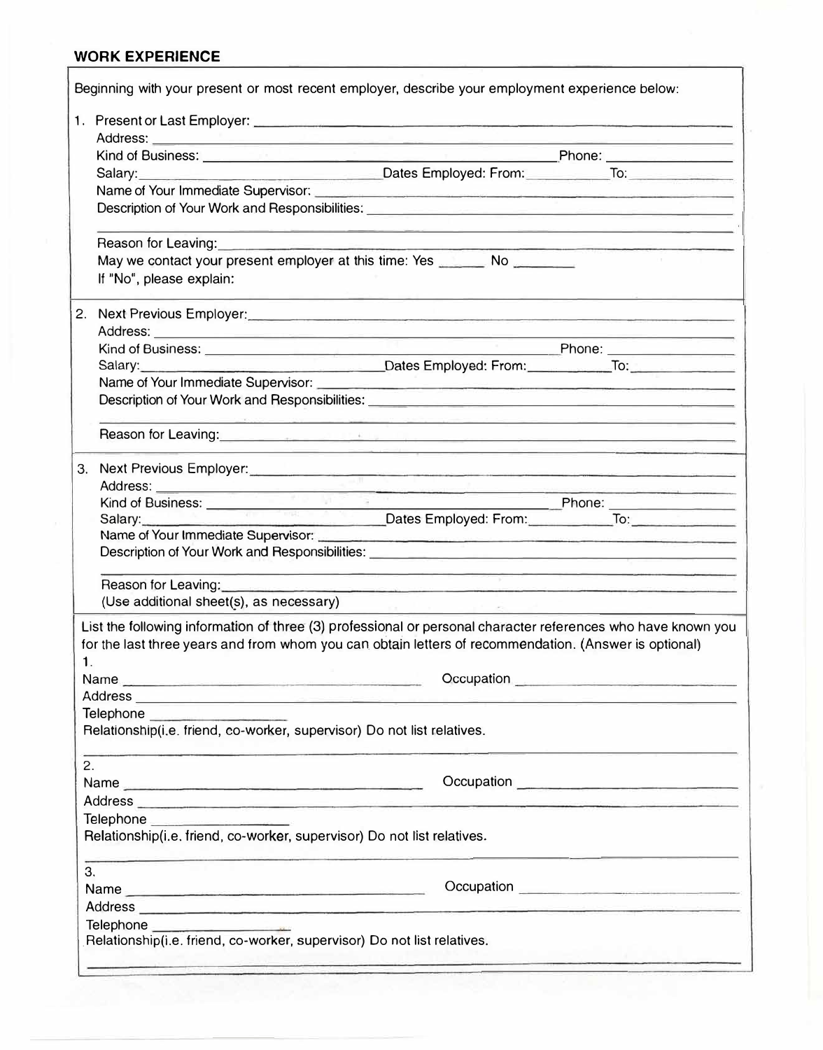## WORK EXPERIENCE

Beginning with your present or most recent employer, describe your employment experience below:

1. Present or Last Employer: ______________________________

   Address: ______________________________

   Kind of Business: ______________________________ Phone: ______________

   Salary: ______________ Dates Employed: From: __________ To: __________

   Name of Your Immediate Supervisor: ______________________________

   Description of Your Work and Responsibilities: ______________________________

   ______________________________

   Reason for Leaving: ______________________________

   May we contact your present employer at this time: Yes ______ No ________

   If "No", please explain:

2. Next Previous Employer: ______________________________

   Address: ______________________________

   Kind of Business: ______________________________ Phone: ______________

   Salary: ______________ Dates Employed: From: __________ To: __________

   Name of Your Immediate Supervisor: ______________________________

   Description of Your Work and Responsibilities: ______________________________

   ______________________________

   Reason for Leaving: ______________________________

3. Next Previous Employer: ______________________________

   Address: ______________________________

   Kind of Business: ______________________________ Phone: ______________

   Salary: ______________ Dates Employed: From: __________ To: __________

   Name of Your Immediate Supervisor: ______________________________

   Description of Your Work and Responsibilities: ______________________________

   ______________________________

   Reason for Leaving: ______________________________

   (Use additional sheet(s), as necessary)

List the following information of three (3) professional or personal character references who have known you for the last three years and from whom you can obtain letters of recommendation. (Answer is optional)

1.

Name ______________________________ Occupation ______________________

Address ______________________________

Telephone ______________

Relationship(i.e. friend, co-worker, supervisor) Do not list relatives.

______________________________

2.

Name ______________________________ Occupation ______________________

Address ______________________________

Telephone ______________

Relationship(i.e. friend, co-worker, supervisor) Do not list relatives.

______________________________

3.

Name ______________________________ Occupation ______________________

Address ______________________________

Telephone ______________

Relationship(i.e. friend, co-worker, supervisor) Do not list relatives.

______________________________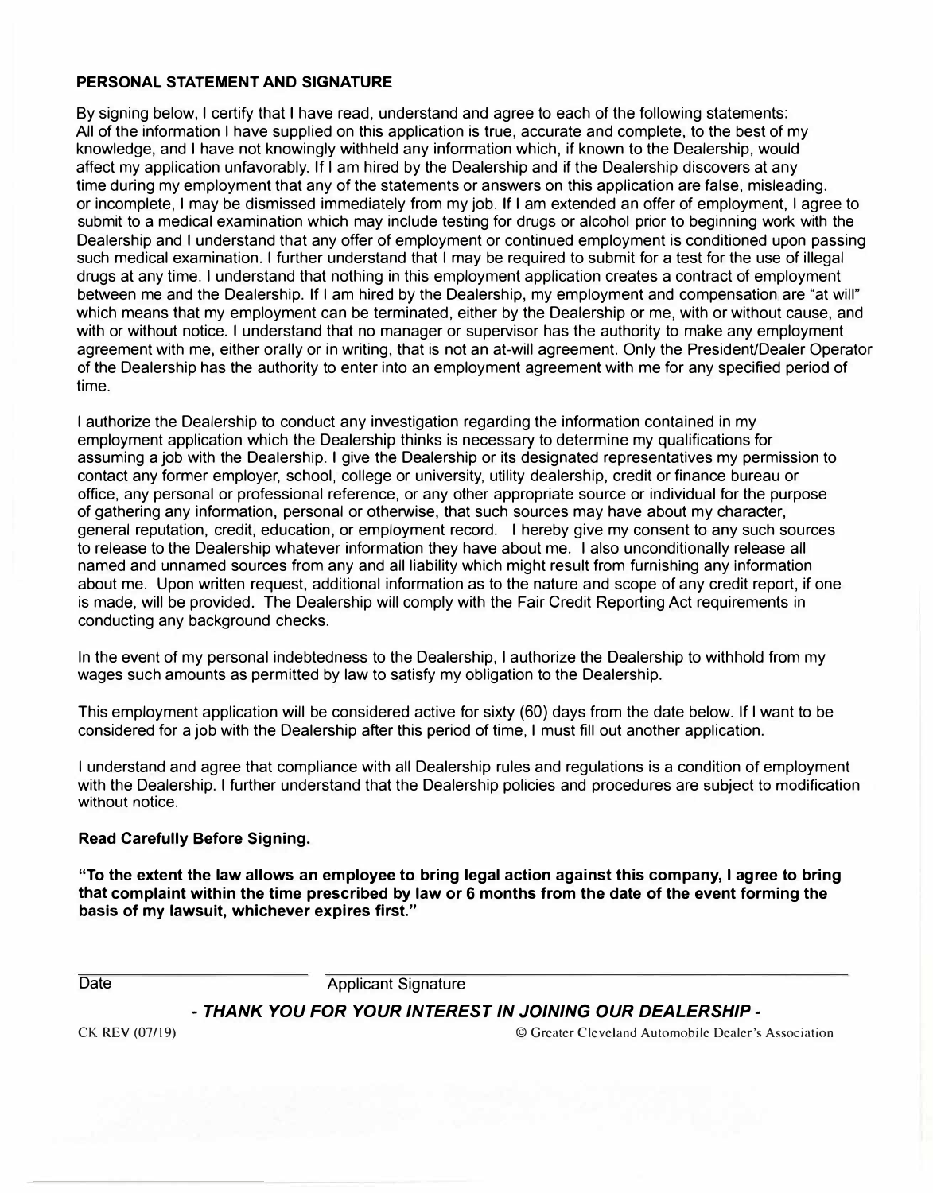## PERSONAL STATEMENT AND SIGNATURE

By signing below, I certify that I have read, understand and agree to each of the following statements: All of the information I have supplied on this application is true, accurate and complete, to the best of my knowledge, and I have not knowingly withheld any information which, if known to the Dealership, would affect my application unfavorably. If I am hired by the Dealership and if the Dealership discovers at any time during my employment that any of the statements or answers on this application are false, misleading. or incomplete, I may be dismissed immediately from my job. If I am extended an offer of employment, I agree to submit to a medical examination which may include testing for drugs or alcohol prior to beginning work with the Dealership and I understand that any offer of employment or continued employment is conditioned upon passing such medical examination. I further understand that I may be required to submit for a test for the use of illegal drugs at any time. I understand that nothing in this employment application creates a contract of employment between me and the Dealership. If I am hired by the Dealership, my employment and compensation are "at will" which means that my employment can be terminated, either by the Dealership or me, with or without cause, and with or without notice. I understand that no manager or supervisor has the authority to make any employment agreement with me, either orally or in writing, that is not an at-will agreement. Only the President/Dealer Operator of the Dealership has the authority to enter into an employment agreement with me for any specified period of time.

I authorize the Dealership to conduct any investigation regarding the information contained in my employment application which the Dealership thinks is necessary to determine my qualifications for assuming a job with the Dealership. I give the Dealership or its designated representatives my permission to contact any former employer, school, college or university, utility dealership, credit or finance bureau or office, any personal or professional reference, or any other appropriate source or individual for the purpose of gathering any information, personal or otherwise, that such sources may have about my character, general reputation, credit, education, or employment record. I hereby give my consent to any such sources to release to the Dealership whatever information they have about me. I also unconditionally release all named and unnamed sources from any and all liability which might result from furnishing any information about me. Upon written request, additional information as to the nature and scope of any credit report, if one is made, will be provided. The Dealership will comply with the Fair Credit Reporting Act requirements in conducting any background checks.

In the event of my personal indebtedness to the Dealership, I authorize the Dealership to withhold from my wages such amounts as permitted by law to satisfy my obligation to the Dealership.

This employment application will be considered active for sixty (60) days from the date below. If I want to be considered for a job with the Dealership after this period of time, I must fill out another application.

I understand and agree that compliance with all Dealership rules and regulations is a condition of employment with the Dealership. I further understand that the Dealership policies and procedures are subject to modification without notice.

**Read Carefully Before Signing.**

**"To the extent the law allows an employee to bring legal action against this company, I agree to bring that complaint within the time prescribed by law or 6 months from the date of the event forming the basis of my lawsuit, whichever expires first."**

Date _______________ Applicant Signature _______________________________

***- THANK YOU FOR YOUR INTEREST IN JOINING OUR DEALERSHIP -***

CK REV (07/19) © Greater Cleveland Automobile Dealer's Association